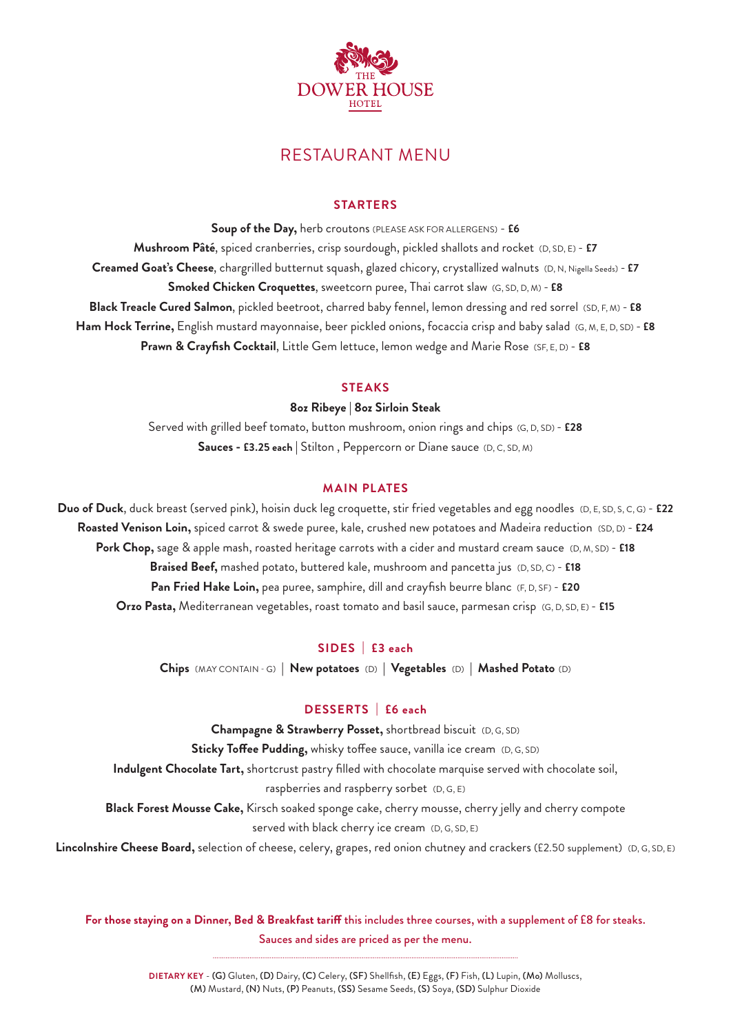THE DOWER HOUSE HOTEL

# RESTAURANT MENU

## STARTERS

**Soup of the Day,** herb croutons (PLEASE ASK FOR ALLERGENS) - **£6**

**Mushroom Pâté**, spiced cranberries, crisp sourdough, pickled shallots and rocket (D, SD, E) - **£7**

**Creamed Goat's Cheese**, chargrilled butternut squash, glazed chicory, crystallized walnuts (D, N, Nigella Seeds) - **£7**

**Smoked Chicken Croquettes**, sweetcorn puree, Thai carrot slaw (G, SD, D, M) - **£8**

**Black Treacle Cured Salmon**, pickled beetroot, charred baby fennel, lemon dressing and red sorrel (SD, F, M) - **£8**

**Ham Hock Terrine,** English mustard mayonnaise, beer pickled onions, focaccia crisp and baby salad (G, M, E, D, SD) - **£8**

**Prawn & Crayfish Cocktail**, Little Gem lettuce, lemon wedge and Marie Rose (SF, E, D) - **£8**

## STEAKS

**8oz Ribeye** | **8oz Sirloin Steak**

Served with grilled beef tomato, button mushroom, onion rings and chips (G, D, SD) - **£28**

**Sauces - £3.25 each** | Stilton , Peppercorn or Diane sauce (D, C, SD, M)

## MAIN PLATES

**Duo of Duck**, duck breast (served pink), hoisin duck leg croquette, stir fried vegetables and egg noodles (D, E, SD, S, C, G) - **£22**

**Roasted Venison Loin,** spiced carrot & swede puree, kale, crushed new potatoes and Madeira reduction (SD, D) - **£24**

**Pork Chop,** sage & apple mash, roasted heritage carrots with a cider and mustard cream sauce (D, M, SD) - **£18**

**Braised Beef,** mashed potato, buttered kale, mushroom and pancetta jus (D, SD, C) - **£18**

**Pan Fried Hake Loin,** pea puree, samphire, dill and crayfish beurre blanc (F, D, SF) - **£20**

**Orzo Pasta,** Mediterranean vegetables, roast tomato and basil sauce, parmesan crisp (G, D, SD, E) - **£15**

## SIDES | £3 each

**Chips** (MAY CONTAIN - G) | **New potatoes** (D) | **Vegetables** (D) | **Mashed Potato** (D)

## DESSERTS | £6 each

**Champagne & Strawberry Posset,** shortbread biscuit (D, G, SD)

**Sticky Toffee Pudding,** whisky toffee sauce, vanilla ice cream (D, G, SD)

**Indulgent Chocolate Tart,** shortcrust pastry filled with chocolate marquise served with chocolate soil, raspberries and raspberry sorbet (D, G, E)

**Black Forest Mousse Cake,** Kirsch soaked sponge cake, cherry mousse, cherry jelly and cherry compote served with black cherry ice cream (D, G, SD, E)

**Lincolnshire Cheese Board,** selection of cheese, celery, grapes, red onion chutney and crackers (£2.50 supplement) (D, G, SD, E)

**For those staying on a Dinner, Bed & Breakfast tariff** this includes three courses, with a supplement of £8 for steaks. Sauces and sides are priced as per the menu.

**DIETARY KEY** - **(G)** Gluten, **(D)** Dairy, **(C)** Celery, **(SF)** Shellfish, **(E)** Eggs, **(F)** Fish, **(L)** Lupin, **(Mo)** Molluscs, **(M)** Mustard, **(N)** Nuts, **(P)** Peanuts, **(SS)** Sesame Seeds, **(S)** Soya, **(SD)** Sulphur Dioxide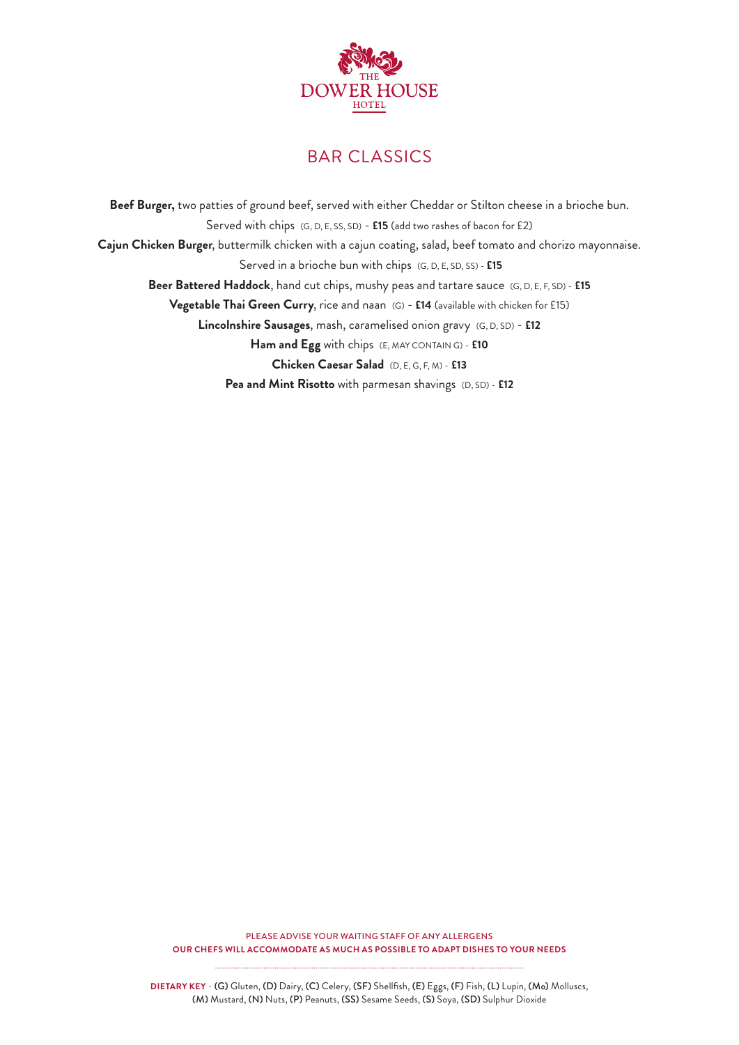THE DOWER HOUSE HOTEL

## BAR CLASSICS

**Beef Burger,** two patties of ground beef, served with either Cheddar or Stilton cheese in a brioche bun. Served with chips (G, D, E, SS, SD) - **£15** (add two rashes of bacon for £2)

**Cajun Chicken Burger**, buttermilk chicken with a cajun coating, salad, beef tomato and chorizo mayonnaise. Served in a brioche bun with chips (G, D, E, SD, SS) - **£15**

**Beer Battered Haddock**, hand cut chips, mushy peas and tartare sauce (G, D, E, F, SD) - **£15**

**Vegetable Thai Green Curry**, rice and naan (G) - **£14** (available with chicken for £15)

**Lincolnshire Sausages**, mash, caramelised onion gravy (G, D, SD) - **£12**

**Ham and Egg** with chips (E, MAY CONTAIN G) - **£10**

**Chicken Caesar Salad** (D, E, G, F, M) - **£13**

**Pea and Mint Risotto** with parmesan shavings (D, SD) - **£12**

PLEASE ADVISE YOUR WAITING STAFF OF ANY ALLERGENS

**OUR CHEFS WILL ACCOMMODATE AS MUCH AS POSSIBLE TO ADAPT DISHES TO YOUR NEEDS**

**DIETARY KEY** - **(G)** Gluten, **(D)** Dairy, **(C)** Celery, **(SF)** Shellfish, **(E)** Eggs, **(F)** Fish, **(L)** Lupin, **(Mo)** Molluscs, **(M)** Mustard, **(N)** Nuts, **(P)** Peanuts, **(SS)** Sesame Seeds, **(S)** Soya, **(SD)** Sulphur Dioxide